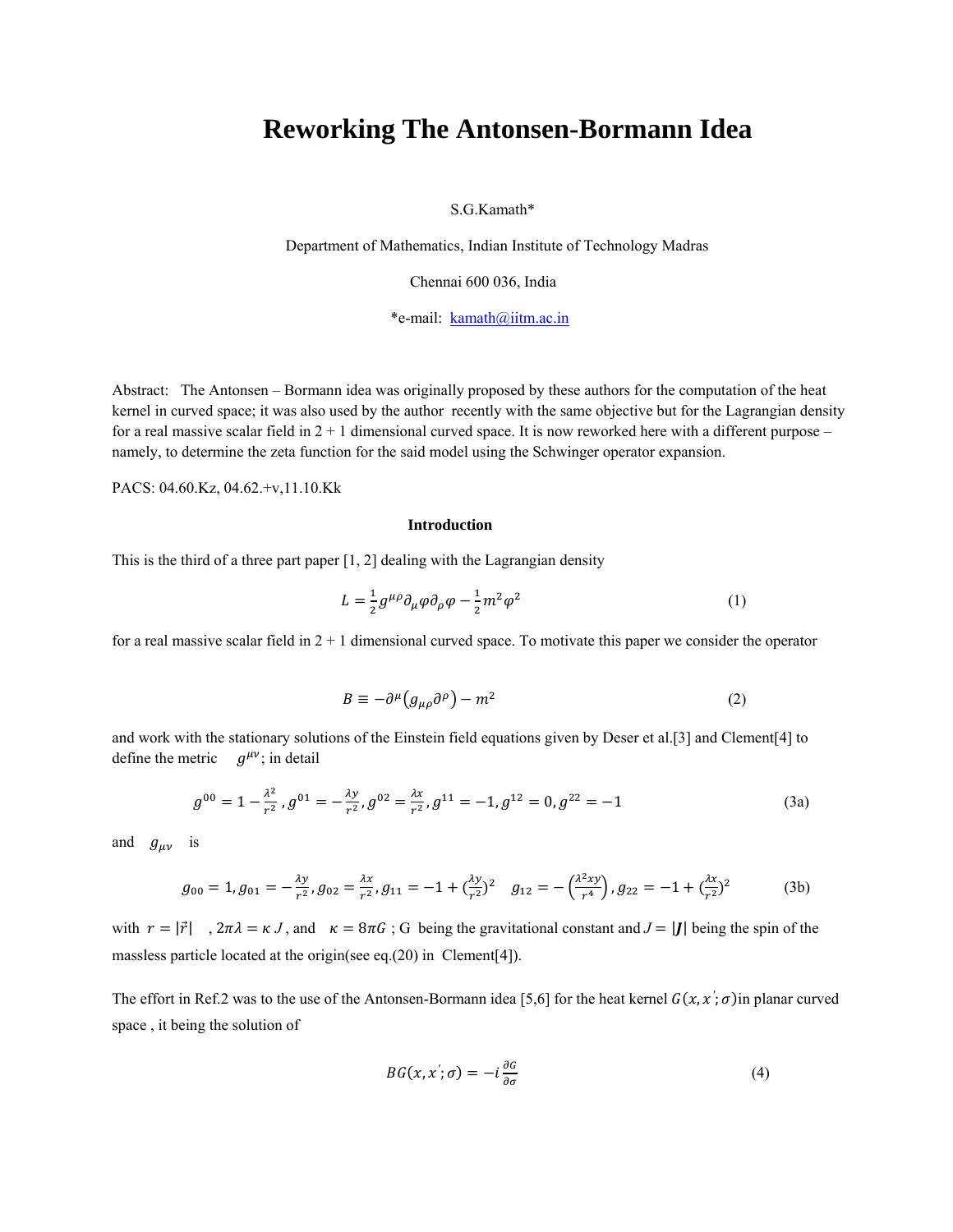# Reworking The Antonsen-Bormann Idea

S.G.Kamath*

Department of Mathematics, Indian Institute of Technology Madras

Chennai 600 036, India

*e-mail: kamath@iitm.ac.in

Abstract: The Antonsen – Bormann idea was originally proposed by these authors for the computation of the heat kernel in curved space; it was also used by the author recently with the same objective but for the Lagrangian density for a real massive scalar field in 2 + 1 dimensional curved space. It is now reworked here with a different purpose – namely, to determine the zeta function for the said model using the Schwinger operator expansion.

PACS: 04.60.Kz, 04.62.+v,11.10.Kk

### Introduction

This is the third of a three part paper [1, 2] dealing with the Lagrangian density

$$L = \frac{1}{2} g^{\mu\rho} \partial_\mu \varphi \partial_\rho \varphi - \frac{1}{2} m^2 \varphi^2 \tag{1}$$

for a real massive scalar field in 2 + 1 dimensional curved space. To motivate this paper we consider the operator

$$B \equiv -\partial^\mu \left( g_{\mu\rho} \partial^\rho \right) - m^2 \tag{2}$$

and work with the stationary solutions of the Einstein field equations given by Deser et al.[3] and Clement[4] to define the metric $g^{\mu\nu}$; in detail

$$g^{00} = 1 - \frac{\lambda^2}{r^2}, g^{01} = -\frac{\lambda y}{r^2}, g^{02} = \frac{\lambda x}{r^2}, g^{11} = -1, g^{12} = 0, g^{22} = -1 \tag{3a}$$

and $g_{\mu\nu}$ is

$$g_{00} = 1, g_{01} = -\frac{\lambda y}{r^2}, g_{02} = \frac{\lambda x}{r^2}, g_{11} = -1 + (\frac{\lambda y}{r^2})^2 \quad g_{12} = -\left(\frac{\lambda^2 xy}{r^4}\right), g_{22} = -1 + (\frac{\lambda x}{r^2})^2 \tag{3b}$$

with $r = |\vec{r}|$ , $2\pi\lambda = \kappa J$, and $\kappa = 8\pi G$ ; G being the gravitational constant and $J = |\boldsymbol{J}|$ being the spin of the massless particle located at the origin(see eq.(20) in Clement[4]).

The effort in Ref.2 was to the use of the Antonsen-Bormann idea [5,6] for the heat kernel $G(x, x'; \sigma)$in planar curved space , it being the solution of

$$BG(x, x'; \sigma) = -i \frac{\partial G}{\partial \sigma} \tag{4}$$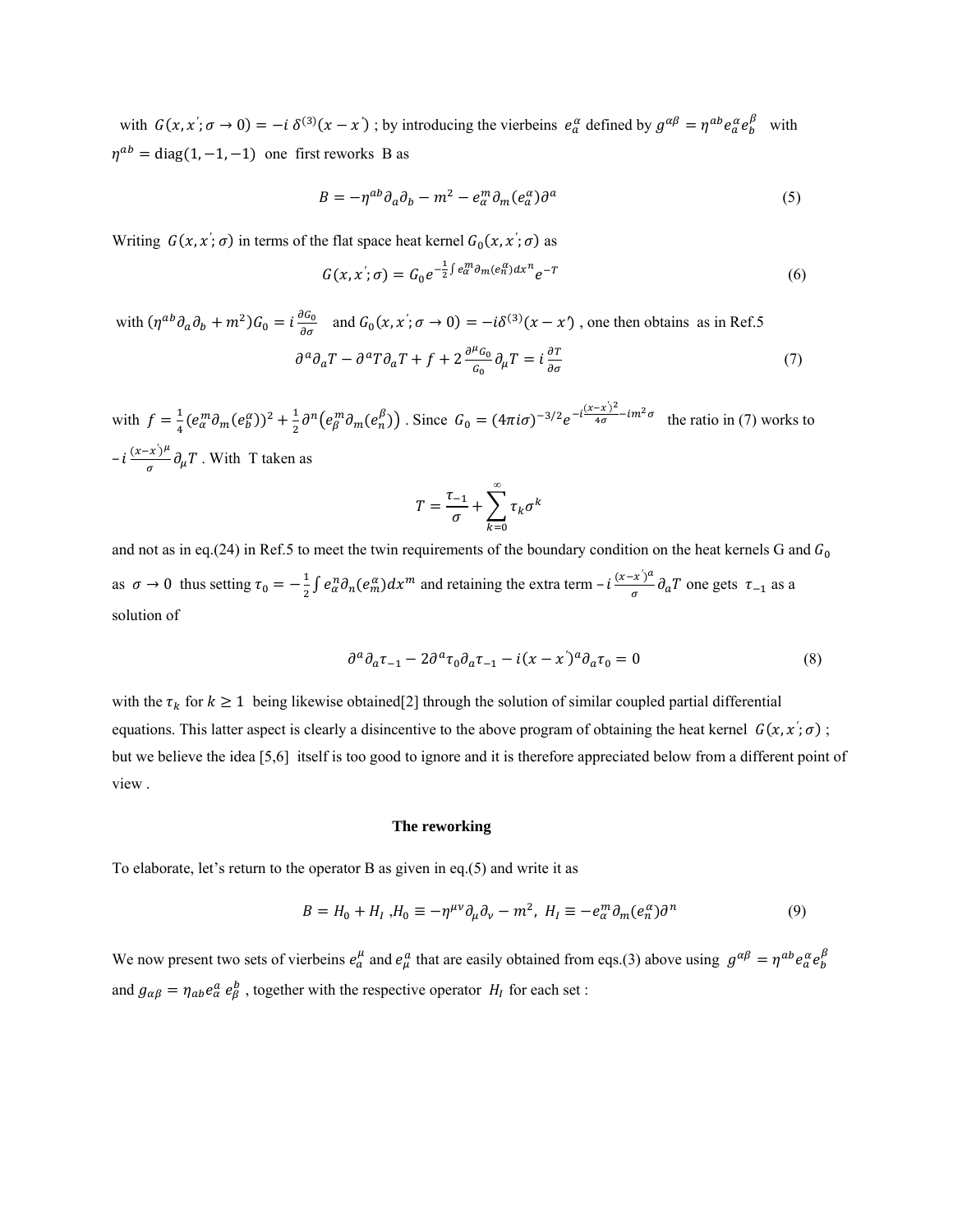with $G(x,x';\sigma \to 0) = -i\,\delta^{(3)}(x-x')$ ; by introducing the vierbeins $e_a^\alpha$ defined by $g^{\alpha\beta} = \eta^{ab} e_a^\alpha e_b^\beta$ with $\eta^{ab} = \mathrm{diag}(1,-1,-1)$ one first reworks B as

$$B = -\eta^{ab}\partial_a\partial_b - m^2 - e_\alpha^m \partial_m (e_a^\alpha)\partial^a \tag{5}$$

Writing $G(x,x';\sigma)$ in terms of the flat space heat kernel $G_0(x,x';\sigma)$ as

$$G(x,x';\sigma) = G_0 e^{-\frac{1}{2}\int e_\alpha^m \partial_m (e_n^\alpha) dx^n} e^{-T} \tag{6}$$

with $(\eta^{ab}\partial_a\partial_b + m^2)G_0 = i\frac{\partial G_0}{\partial\sigma}$ and $G_0(x,x';\sigma \to 0) = -i\delta^{(3)}(x-x')$ , one then obtains as in Ref.5

$$\partial^a\partial_a T - \partial^a T \partial_a T + f + 2\frac{\partial^\mu G_0}{G_0}\partial_\mu T = i\frac{\partial T}{\partial\sigma} \tag{7}$$

with $f = \frac{1}{4}(e_\alpha^m \partial_m (e_b^\alpha))^2 + \frac{1}{2}\partial^n\left(e_\beta^m \partial_m (e_n^\beta)\right)$ . Since $G_0 = (4\pi i\sigma)^{-3/2} e^{-i\frac{(x-x')^2}{4\sigma} - im^2\sigma}$ the ratio in (7) works to $-i\frac{(x-x')^\mu}{\sigma}\partial_\mu T$ . With T taken as

$$T = \frac{\tau_{-1}}{\sigma} + \sum_{k=0}^{\infty} \tau_k \sigma^k$$

and not as in eq.(24) in Ref.5 to meet the twin requirements of the boundary condition on the heat kernels G and $G_0$ as $\sigma \to 0$ thus setting $\tau_0 = -\frac{1}{2}\int e_\alpha^n \partial_n (e_m^\alpha) dx^m$ and retaining the extra term $-i\frac{(x-x')^a}{\sigma}\partial_a T$ one gets $\tau_{-1}$ as a solution of

$$\partial^a\partial_a\tau_{-1} - 2\partial^a\tau_0\partial_a\tau_{-1} - i(x-x')^a\partial_a\tau_0 = 0 \tag{8}$$

with the $\tau_k$ for $k \geq 1$ being likewise obtained[2] through the solution of similar coupled partial differential equations. This latter aspect is clearly a disincentive to the above program of obtaining the heat kernel $G(x,x';\sigma)$ ; but we believe the idea [5,6] itself is too good to ignore and it is therefore appreciated below from a different point of view .

**The reworking**

To elaborate, let's return to the operator B as given in eq.(5) and write it as

$$B = H_0 + H_I \;, H_0 \equiv -\eta^{\mu\nu}\partial_\mu\partial_\nu - m^2,\; H_I \equiv -e_\alpha^m \partial_m (e_n^\alpha)\partial^n \tag{9}$$

We now present two sets of vierbeins $e_a^\mu$ and $e_\mu^a$ that are easily obtained from eqs.(3) above using $g^{\alpha\beta} = \eta^{ab} e_a^\alpha e_b^\beta$ and $g_{\alpha\beta} = \eta_{ab} e_\alpha^a\, e_\beta^b$ , together with the respective operator $H_I$ for each set :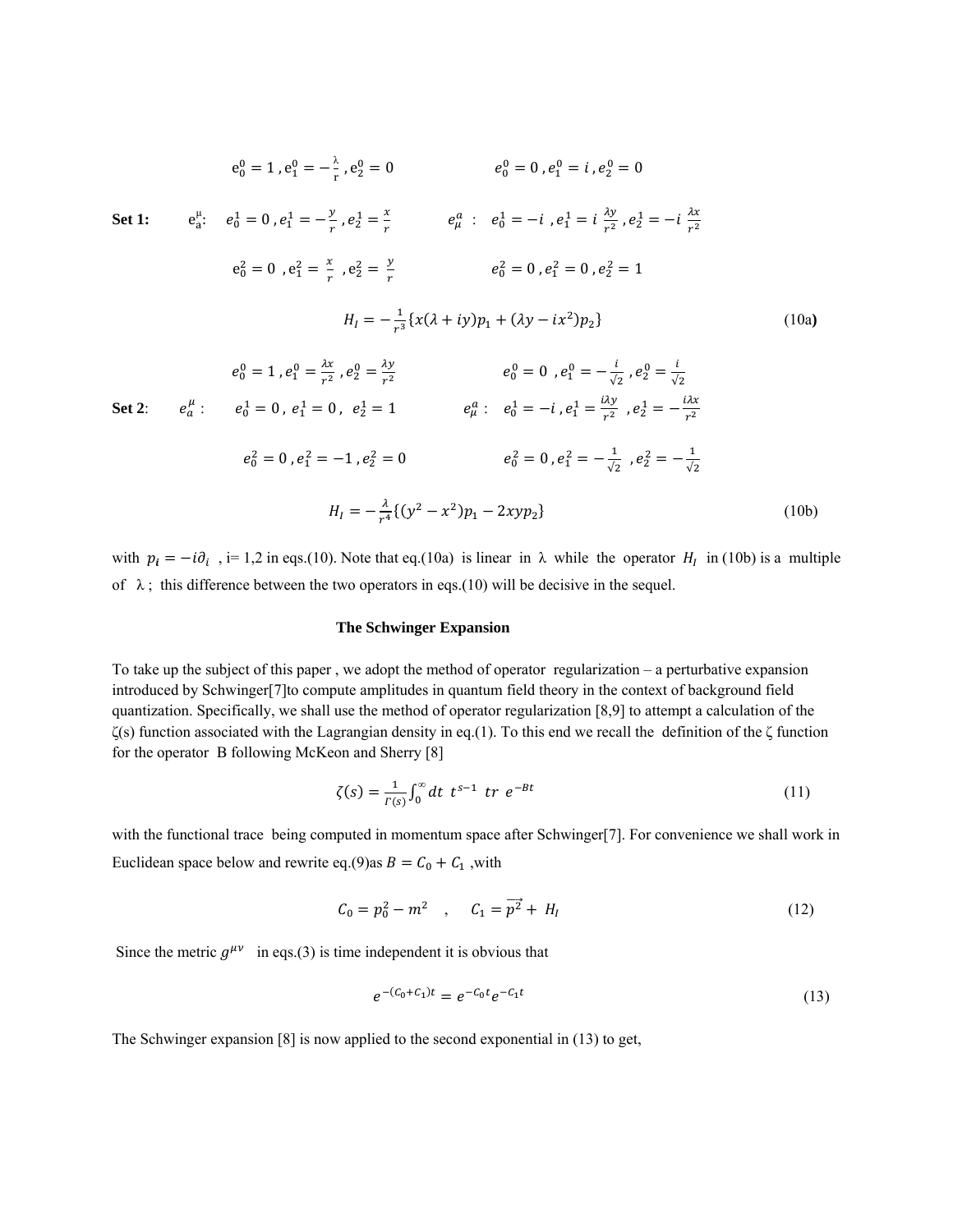**Set 1:**

$$e^{\mu}_{a}: \quad e^0_0 = 1\,, e^0_1 = -\frac{\lambda}{r}\,, e^0_2 = 0 \qquad\qquad e^{a}_{\mu}: \quad e^0_0 = 0\,, e^0_1 = i\,, e^0_2 = 0$$

$$e^1_0 = 0\,, e^1_1 = -\frac{y}{r}\,, e^1_2 = \frac{x}{r} \qquad\qquad e^1_0 = -i\,, e^1_1 = i\,\frac{\lambda y}{r^2}\,, e^1_2 = -i\,\frac{\lambda x}{r^2}$$

$$e^2_0 = 0\,, e^2_1 = \frac{x}{r}\,, e^2_2 = \frac{y}{r} \qquad\qquad e^2_0 = 0\,, e^2_1 = 0\,, e^2_2 = 1$$

$$H_I = -\frac{1}{r^3}\{x(\lambda + iy)p_1 + (\lambda y - ix^2)p_2\} \tag{10a}$$

**Set 2**:

$$e^{\mu}_{a}: \quad e^0_0 = 1\,, e^0_1 = \frac{\lambda x}{r^2}\,, e^0_2 = \frac{\lambda y}{r^2} \qquad\qquad e^{a}_{\mu}: \quad e^0_0 = 0\,, e^0_1 = -\frac{i}{\sqrt{2}}\,, e^0_2 = \frac{i}{\sqrt{2}}$$

$$e^1_0 = 0\,, e^1_1 = 0\,, e^1_2 = 1 \qquad\qquad e^1_0 = -i\,, e^1_1 = \frac{i\lambda y}{r^2}\,, e^1_2 = -\frac{i\lambda x}{r^2}$$

$$e^2_0 = 0\,, e^2_1 = -1\,, e^2_2 = 0 \qquad\qquad e^2_0 = 0\,, e^2_1 = -\frac{1}{\sqrt{2}}\,, e^2_2 = -\frac{1}{\sqrt{2}}$$

$$H_I = -\frac{\lambda}{r^4}\{(y^2 - x^2)p_1 - 2xyp_2\} \tag{10b}$$

with $p_i = -i\partial_i$ , i= 1,2 in eqs.(10). Note that eq.(10a) is linear in $\lambda$ while the operator $H_I$ in (10b) is a multiple of $\lambda$ ; this difference between the two operators in eqs.(10) will be decisive in the sequel.

### The Schwinger Expansion

To take up the subject of this paper , we adopt the method of operator regularization – a perturbative expansion introduced by Schwinger[7]to compute amplitudes in quantum field theory in the context of background field quantization. Specifically, we shall use the method of operator regularization [8,9] to attempt a calculation of the ζ(s) function associated with the Lagrangian density in eq.(1). To this end we recall the definition of the ζ function for the operator B following McKeon and Sherry [8]

$$\zeta(s) = \frac{1}{\Gamma(s)}\int_0^{\infty} dt\ t^{s-1}\ tr\ e^{-Bt} \tag{11}$$

with the functional trace being computed in momentum space after Schwinger[7]. For convenience we shall work in Euclidean space below and rewrite eq.(9)as $B = C_0 + C_1$ ,with

$$C_0 = p_0^2 - m^2 \quad , \quad C_1 = \overrightarrow{p^2} + H_I \tag{12}$$

Since the metric $g^{\mu\nu}$ in eqs.(3) is time independent it is obvious that

$$e^{-(C_0+C_1)t} = e^{-C_0 t}e^{-C_1 t} \tag{13}$$

The Schwinger expansion [8] is now applied to the second exponential in (13) to get,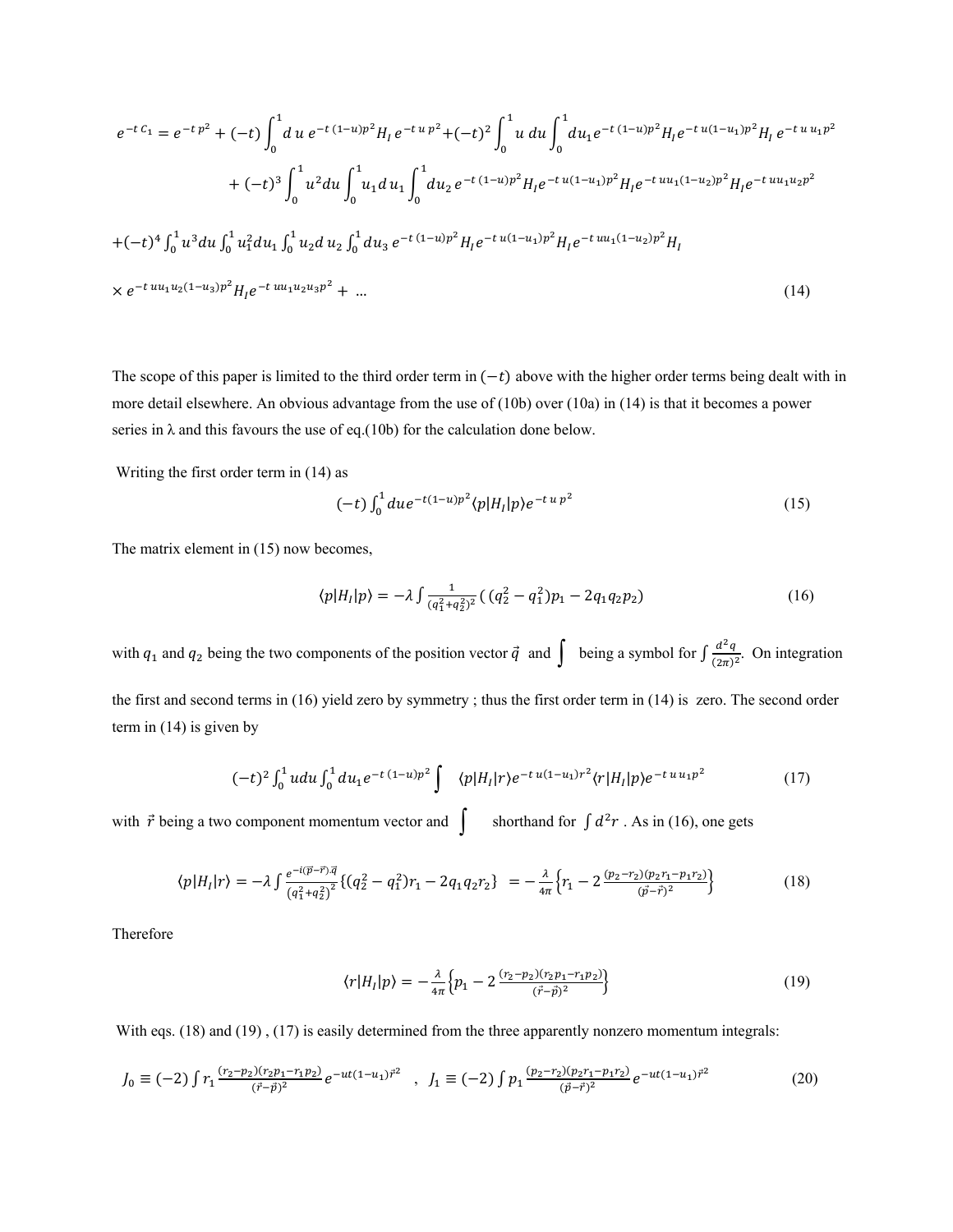$$e^{-t\,C_1} = e^{-t\,p^2} + (-t)\int_0^1 d\,u\; e^{-t\,(1-u)p^2} H_I\, e^{-t\,u\,p^2} + (-t)^2 \int_0^1 u\; du \int_0^1 du_1 e^{-t\,(1-u)p^2} H_I e^{-t\,u(1-u_1)p^2} H_I\, e^{-t\,u\,u_1 p^2}$$

$$+ (-t)^3 \int_0^1 u^2 du \int_0^1 u_1 d\,u_1 \int_0^1 du_2\, e^{-t\,(1-u)p^2} H_I e^{-t\,u(1-u_1)p^2} H_I e^{-t\,uu_1(1-u_2)p^2} H_I e^{-t\,uu_1u_2p^2}$$

$$+(-t)^4 \int_0^1 u^3 du \int_0^1 u_1^2 du_1 \int_0^1 u_2 d\,u_2 \int_0^1 du_3\; e^{-t\,(1-u)p^2} H_I e^{-t\,u(1-u_1)p^2} H_I e^{-t\,uu_1(1-u_2)p^2} H_I$$

$$\times\, e^{-t\,uu_1u_2(1-u_3)p^2} H_I e^{-t\,uu_1u_2u_3p^2} + \;\dots \tag{14}$$

The scope of this paper is limited to the third order term in $(-t)$ above with the higher order terms being dealt with in more detail elsewhere. An obvious advantage from the use of (10b) over (10a) in (14) is that it becomes a power series in λ and this favours the use of eq.(10b) for the calculation done below.

Writing the first order term in (14) as

$$(-t)\int_0^1 du e^{-t(1-u)p^2} \langle p|H_I|p\rangle e^{-t\,u\,p^2} \tag{15}$$

The matrix element in (15) now becomes,

$$\langle p|H_I|p\rangle = -\lambda \int \frac{1}{(q_1^2+q_2^2)^2}\left( (q_2^2 - q_1^2)p_1 - 2q_1q_2p_2\right) \tag{16}$$

with $q_1$ and $q_2$ being the two components of the position vector $\vec{q}$ and $\int$ being a symbol for $\int \frac{d^2q}{(2\pi)^2}$. On integration the first and second terms in (16) yield zero by symmetry ; thus the first order term in (14) is zero. The second order term in (14) is given by

$$(-t)^2 \int_0^1 udu \int_0^1 du_1 e^{-t\,(1-u)p^2} \int \;\; \langle p|H_I|r\rangle e^{-t\,u(1-u_1)r^2} \langle r|H_I|p\rangle e^{-t\,u\,u_1p^2} \tag{17}$$

with $\vec{r}$ being a two component momentum vector and $\int$ shorthand for $\int d^2r$ . As in (16), one gets

$$\langle p|H_I|r\rangle = -\lambda \int \frac{e^{-i(\vec{p}-\vec{r}).\vec{q}}}{\left(q_1^2+q_2^2\right)^2}\{(q_2^2 - q_1^2)r_1 - 2q_1q_2r_2\} \;= -\frac{\lambda}{4\pi}\left\{r_1 - 2\frac{(p_2-r_2)(p_2r_1-p_1r_2)}{(\vec{p}-\vec{r})^2}\right\} \tag{18}$$

Therefore

$$\langle r|H_I|p\rangle = -\frac{\lambda}{4\pi}\left\{p_1 - 2\frac{(r_2-p_2)(r_2p_1-r_1p_2)}{(\vec{r}-\vec{p})^2}\right\} \tag{19}$$

With eqs. (18) and (19) , (17) is easily determined from the three apparently nonzero momentum integrals:

$$J_0 \equiv (-2)\int r_1 \frac{(r_2-p_2)(r_2p_1-r_1p_2)}{(\vec{r}-\vec{p})^2} e^{-ut(1-u_1)\vec{r}^2} \quad , \;\; J_1 \equiv (-2)\int p_1 \frac{(p_2-r_2)(p_2r_1-p_1r_2)}{(\vec{p}-\vec{r})^2} e^{-ut(1-u_1)\vec{r}^2} \tag{20}$$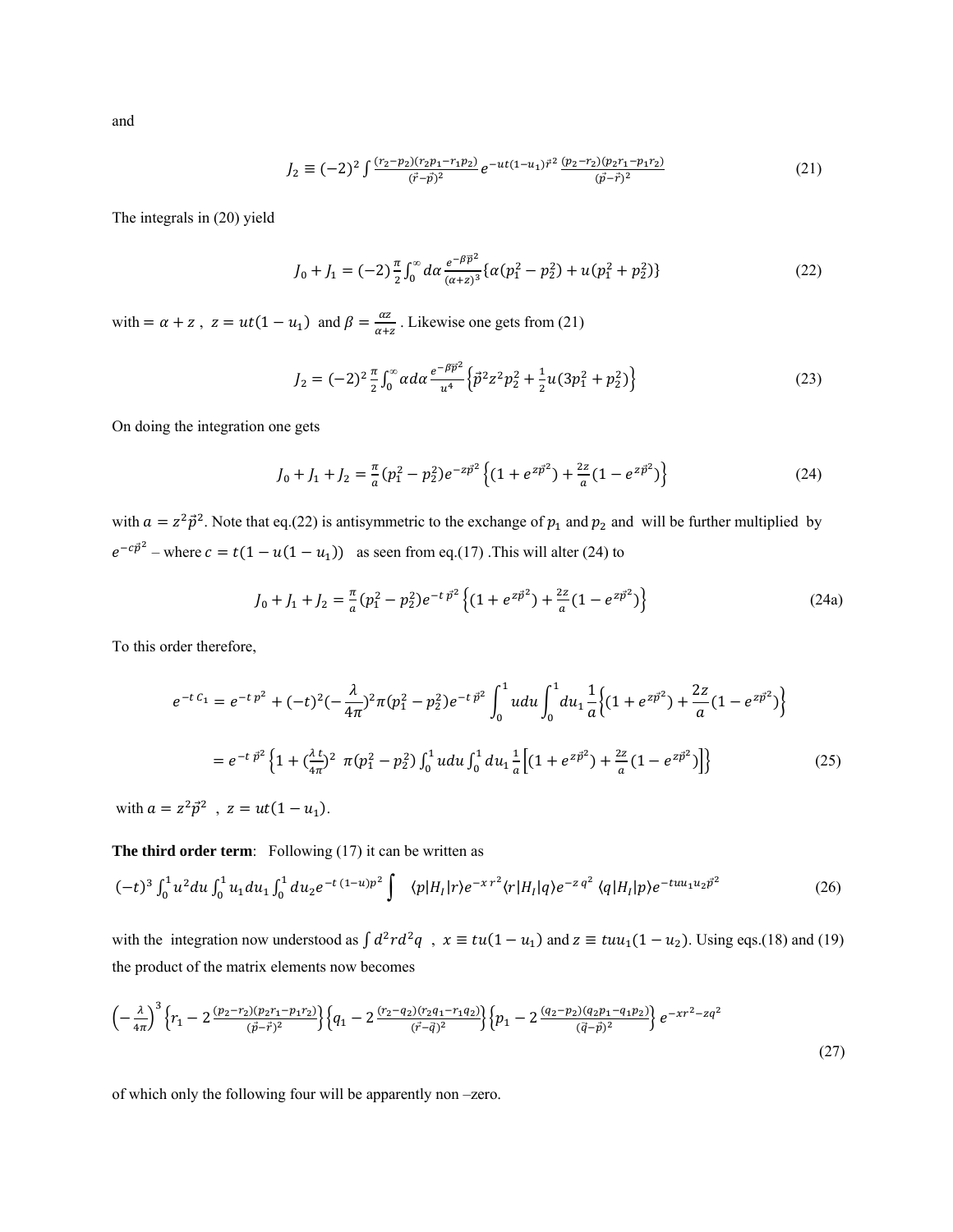and

$$J_2 \equiv (-2)^2 \int \frac{(r_2-p_2)(r_2p_1-r_1p_2)}{(\vec{r}-\vec{p})^2} e^{-ut(1-u_1)\vec{r}^2} \frac{(p_2-r_2)(p_2r_1-p_1r_2)}{(\vec{p}-\vec{r})^2} \tag{21}$$

The integrals in (20) yield

$$J_0 + J_1 = (-2)\frac{\pi}{2}\int_0^\infty d\alpha \frac{e^{-\beta\vec{p}^2}}{(\alpha+z)^3}\{\alpha(p_1^2-p_2^2)+u(p_1^2+p_2^2)\} \tag{22}$$

with $= \alpha + z$ , $z = ut(1-u_1)$ and $\beta = \frac{\alpha z}{\alpha+z}$ . Likewise one gets from (21)

$$J_2 = (-2)^2\frac{\pi}{2}\int_0^\infty \alpha d\alpha \frac{e^{-\beta\vec{p}^2}}{u^4}\left\{\vec{p}^2z^2p_2^2 + \frac{1}{2}u(3p_1^2+p_2^2)\right\} \tag{23}$$

On doing the integration one gets

$$J_0 + J_1 + J_2 = \frac{\pi}{a}(p_1^2-p_2^2)e^{-z\vec{p}^2}\left\{(1+e^{z\vec{p}^2}) + \frac{2z}{a}(1-e^{z\vec{p}^2})\right\} \tag{24}$$

with $a = z^2\vec{p}^2$. Note that eq.(22) is antisymmetric to the exchange of $p_1$ and $p_2$ and will be further multiplied by $e^{-c\vec{p}^2}$ – where $c = t(1-u(1-u_1))$ as seen from eq.(17) .This will alter (24) to

$$J_0 + J_1 + J_2 = \frac{\pi}{a}(p_1^2-p_2^2)e^{-t\,\vec{p}^2}\left\{(1+e^{z\vec{p}^2}) + \frac{2z}{a}(1-e^{z\vec{p}^2})\right\} \tag{24a}$$

To this order therefore,

$$e^{-t\,C_1} = e^{-t\,p^2} + (-t)^2(-\frac{\lambda}{4\pi})^2\pi(p_1^2-p_2^2)e^{-t\,\vec{p}^2}\int_0^1 udu\int_0^1 du_1\frac{1}{a}\left\{(1+e^{z\vec{p}^2}) + \frac{2z}{a}(1-e^{z\vec{p}^2})\right\}$$

$$= e^{-t\,\vec{p}^2}\left\{1 + (\frac{\lambda\,t}{4\pi})^2\;\pi(p_1^2-p_2^2)\int_0^1 udu\int_0^1 du_1\frac{1}{a}\left[(1+e^{z\vec{p}^2}) + \frac{2z}{a}(1-e^{z\vec{p}^2})\right]\right\} \tag{25}$$

with $a = z^2\vec{p}^2$ , $z = ut(1-u_1)$.

**The third order term**: Following (17) it can be written as

$$(-t)^3\int_0^1 u^2du\int_0^1 u_1du_1\int_0^1 du_2 e^{-t\,(1-u)p^2}\int \langle p|H_I|r\rangle e^{-x\,r^2}\langle r|H_I|q\rangle e^{-z\,q^2}\,\langle q|H_I|p\rangle e^{-tuu_1u_2\vec{p}^2} \tag{26}$$

with the integration now understood as $\int d^2r d^2q$ , $x \equiv tu(1-u_1)$ and $z \equiv tuu_1(1-u_2)$. Using eqs.(18) and (19) the product of the matrix elements now becomes

$$\left(-\frac{\lambda}{4\pi}\right)^3\left\{r_1 - 2\frac{(p_2-r_2)(p_2r_1-p_1r_2)}{(\vec{p}-\vec{r})^2}\right\}\left\{q_1 - 2\frac{(r_2-q_2)(r_2q_1-r_1q_2)}{(\vec{r}-\vec{q})^2}\right\}\left\{p_1 - 2\frac{(q_2-p_2)(q_2p_1-q_1p_2)}{(\vec{q}-\vec{p})^2}\right\}e^{-xr^2-zq^2} \tag{27}$$

of which only the following four will be apparently non –zero.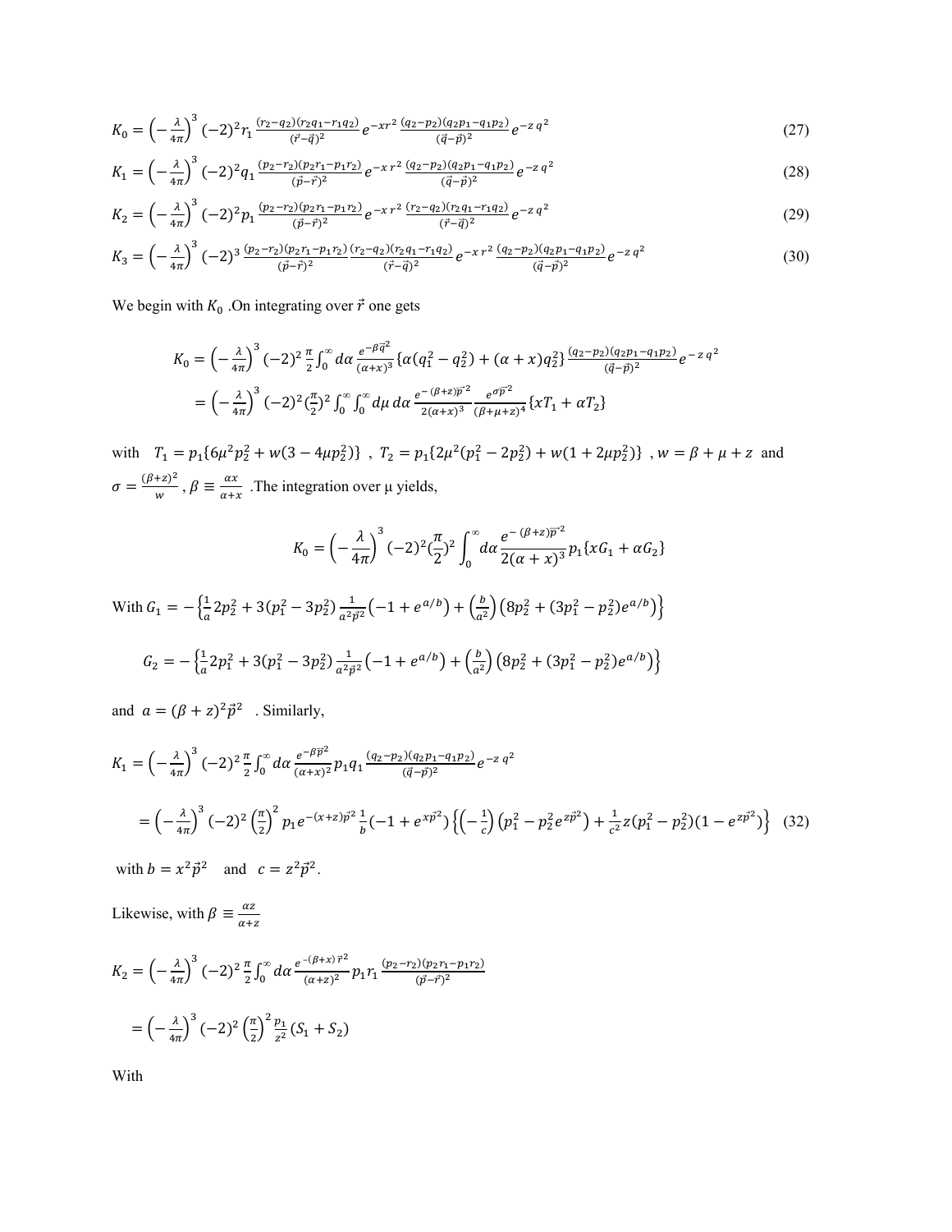$$K_0 = \left(-\frac{\lambda}{4\pi}\right)^3 (-2)^2 r_1 \frac{(r_2-q_2)(r_2q_1-r_1q_2)}{(\vec{r}-\vec{q})^2} e^{-xr^2} \frac{(q_2-p_2)(q_2p_1-q_1p_2)}{(\vec{q}-\vec{p})^2} e^{-z\,q^2} \tag{27}$$

$$K_1 = \left(-\frac{\lambda}{4\pi}\right)^3 (-2)^2 q_1 \frac{(p_2-r_2)(p_2r_1-p_1r_2)}{(\vec{p}-\vec{r})^2} e^{-x\,r^2} \frac{(q_2-p_2)(q_2p_1-q_1p_2)}{(\vec{q}-\vec{p})^2} e^{-z\,q^2} \tag{28}$$

$$K_2 = \left(-\frac{\lambda}{4\pi}\right)^3 (-2)^2 p_1 \frac{(p_2-r_2)(p_2r_1-p_1r_2)}{(\vec{p}-\vec{r})^2} e^{-x\,r^2} \frac{(r_2-q_2)(r_2q_1-r_1q_2)}{(\vec{r}-\vec{q})^2} e^{-z\,q^2} \tag{29}$$

$$K_3 = \left(-\frac{\lambda}{4\pi}\right)^3 (-2)^3 \frac{(p_2-r_2)(p_2r_1-p_1r_2)}{(\vec{p}-\vec{r})^2} \frac{(r_2-q_2)(r_2q_1-r_1q_2)}{(\vec{r}-\vec{q})^2} e^{-x\,r^2} \frac{(q_2-p_2)(q_2p_1-q_1p_2)}{(\vec{q}-\vec{p})^2} e^{-z\,q^2} \tag{30}$$

We begin with $K_0$ .On integrating over $\vec{r}$ one gets

$$K_0 = \left(-\frac{\lambda}{4\pi}\right)^3 (-2)^2 \frac{\pi}{2} \int_0^\infty d\alpha \frac{e^{-\beta\vec{q}^2}}{(\alpha+x)^3} \{\alpha(q_1^2-q_2^2) + (\alpha+x)q_2^2\} \frac{(q_2-p_2)(q_2p_1-q_1p_2)}{(\vec{q}-\vec{p})^2} e^{-z\,q^2}$$

$$= \left(-\frac{\lambda}{4\pi}\right)^3 (-2)^2 (\tfrac{\pi}{2})^2 \int_0^\infty \int_0^\infty d\mu\, d\alpha \frac{e^{-(\beta+z)\vec{p}^2}}{2(\alpha+x)^3} \frac{e^{\sigma\vec{p}^2}}{(\beta+\mu+z)^4} \{xT_1 + \alpha T_2\}$$

with $T_1 = p_1\{6\mu^2p_2^2 + w(3-4\mu p_2^2)\}$ , $T_2 = p_1\{2\mu^2(p_1^2-2p_2^2) + w(1+2\mu p_2^2)\}$ , $w = \beta+\mu+z$ and $\sigma = \frac{(\beta+z)^2}{w}$ , $\beta \equiv \frac{\alpha x}{\alpha+x}$ .The integration over μ yields,

$$K_0 = \left(-\frac{\lambda}{4\pi}\right)^3 (-2)^2 (\frac{\pi}{2})^2 \int_0^\infty d\alpha \frac{e^{-(\beta+z)\vec{p}^2}}{2(\alpha+x)^3} p_1\{xG_1 + \alpha G_2\}$$

With $G_1 = -\left\{\frac{1}{a}2p_2^2 + 3(p_1^2-3p_2^2)\frac{1}{a^2\vec{p}^2}\left(-1+e^{a/b}\right) + \left(\frac{b}{a^2}\right)\left(8p_2^2 + (3p_1^2-p_2^2)e^{a/b}\right)\right\}$

$$G_2 = -\left\{\frac{1}{a}2p_1^2 + 3(p_1^2-3p_2^2)\frac{1}{a^2\vec{p}^2}\left(-1+e^{a/b}\right) + \left(\frac{b}{a^2}\right)\left(8p_2^2 + (3p_1^2-p_2^2)e^{a/b}\right)\right\}$$

and $a = (\beta+z)^2\vec{p}^2$ . Similarly,

$$K_1 = \left(-\frac{\lambda}{4\pi}\right)^3 (-2)^2 \frac{\pi}{2} \int_0^\infty d\alpha \frac{e^{-\beta\vec{p}^2}}{(\alpha+x)^2} p_1 q_1 \frac{(q_2-p_2)(q_2p_1-q_1p_2)}{(\vec{q}-\vec{p})^2} e^{-z\,q^2}$$

$$= \left(-\frac{\lambda}{4\pi}\right)^3 (-2)^2 \left(\frac{\pi}{2}\right)^2 p_1 e^{-(x+z)\vec{p}^2} \frac{1}{b}\left(-1+e^{x\vec{p}^2}\right)\left\{\left(-\frac{1}{c}\right)\left(p_1^2 - p_2^2 e^{z\vec{p}^2}\right) + \frac{1}{c^2} z(p_1^2-p_2^2)(1-e^{z\vec{p}^2})\right\} \tag{32}$$

with $b = x^2\vec{p}^2$ and $c = z^2\vec{p}^2$.

Likewise, with $\beta \equiv \frac{\alpha z}{\alpha+z}$

$$K_2 = \left(-\frac{\lambda}{4\pi}\right)^3 (-2)^2 \frac{\pi}{2} \int_0^\infty d\alpha \frac{e^{-(\beta+x)\,\vec{r}^2}}{(\alpha+z)^2} p_1 r_1 \frac{(p_2-r_2)(p_2r_1-p_1r_2)}{(\vec{p}-\vec{r})^2}$$

$$= \left(-\frac{\lambda}{4\pi}\right)^3 (-2)^2 \left(\frac{\pi}{2}\right)^2 \frac{p_1}{z^2}(S_1+S_2)$$

With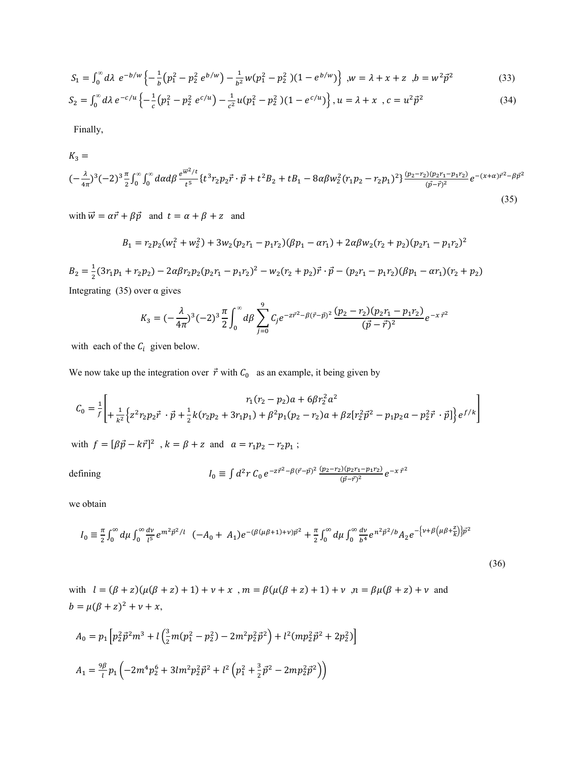$$S_1 = \int_0^\infty d\lambda \ e^{-b/w} \left\{ -\frac{1}{b}\left(p_1^2 - p_2^2 \ e^{b/w}\right) - \frac{1}{b^2} w(p_1^2 - p_2^2 \ )(1 - e^{b/w}) \right\} \ ,w = \lambda + x + z \ \ ,b = w^2 \vec{p}^2 \tag{33}$$

$$S_2 = \int_0^\infty d\lambda \, e^{-c/u} \left\{ -\frac{1}{c}\left(p_1^2 - p_2^2 \ e^{c/u}\right) - \frac{1}{c^2} u(p_1^2 - p_2^2 \ )(1 - e^{c/u}) \right\}, u = \lambda + x \ \ , c = u^2 \vec{p}^2 \tag{34}$$

Finally,

$$K_3 = (-\frac{\lambda}{4\pi})^3 (-2)^3 \frac{\pi}{2} \int_0^\infty \int_0^\infty d\alpha d\beta \frac{e^{\vec{w}^2/t}}{t^5} \{ t^3 r_2 p_2 \vec{r} \cdot \vec{p} + t^2 B_2 + t B_1 - 8\alpha\beta w_2^2 (r_1 p_2 - r_2 p_1)^2 \} \frac{(p_2 - r_2)(p_2 r_1 - p_1 r_2)}{(\vec{p} - \vec{r})^2} e^{-(x+\alpha)\vec{r}^2 - \beta \vec{p}^2} \tag{35}$$

with $\vec{w} = \alpha\vec{r} + \beta\vec{p}$ and $t = \alpha + \beta + z$ and

$$B_1 = r_2 p_2 (w_1^2 + w_2^2) + 3 w_2 (p_2 r_1 - p_1 r_2)(\beta p_1 - \alpha r_1) + 2\alpha\beta w_2 (r_2 + p_2)(p_2 r_1 - p_1 r_2)^2$$

$$B_2 = \frac{1}{2}(3 r_1 p_1 + r_2 p_2) - 2\alpha\beta r_2 p_2 (p_2 r_1 - p_1 r_2)^2 - w_2 (r_2 + p_2) \vec{r} \cdot \vec{p} - (p_2 r_1 - p_1 r_2)(\beta p_1 - \alpha r_1)(r_2 + p_2)$$

Integrating (35) over α gives

$$K_3 = (-\frac{\lambda}{4\pi})^3 (-2)^3 \frac{\pi}{2} \int_0^\infty d\beta \sum_{j=0}^{9} C_j e^{-z\vec{r}^2 - \beta(\vec{r} - \vec{p})^2} \frac{(p_2 - r_2)(p_2 r_1 - p_1 r_2)}{(\vec{p} - \vec{r})^2} e^{-x\,\vec{r}^2}$$

with each of the $C_i$ given below.

We now take up the integration over $\vec{r}$ with $C_0$ as an example, it being given by

$$C_0 = \frac{1}{f} \left[ \begin{array}{c} r_1(r_2 - p_2)a + 6\beta r_2^2 a^2 \\ + \frac{1}{k^2}\left\{ z^2 r_2 p_2 \vec{r} \cdot \vec{p} + \frac{1}{2} k (r_2 p_2 + 3 r_1 p_1) + \beta^2 p_1 (p_2 - r_2) a + \beta z [r_2^2 \vec{p}^2 - p_1 p_2 a - p_2^2 \vec{r} \cdot \vec{p}] \right\} e^{f/k} \end{array} \right]$$

with $f = [\beta\vec{p} - k\vec{r}]^2$ , $k = \beta + z$ and $a = r_1 p_2 - r_2 p_1$ ;

defining
$$I_0 \equiv \int d^2 r \, C_0 \, e^{-z\vec{r}^2 - \beta(\vec{r} - \vec{p})^2} \frac{(p_2 - r_2)(p_2 r_1 - p_1 r_2)}{(\vec{p} - \vec{r})^2} e^{-x\,\vec{r}^2}$$

we obtain

$$I_0 \equiv \frac{\pi}{2} \int_0^\infty d\mu \int_0^\infty \frac{dv}{l^5} e^{m^2 \vec{p}^2 / l} \ \ (-A_0 + \ A_1) e^{-(\beta(\mu\beta + 1) + v)\vec{p}^2} + \frac{\pi}{2} \int_0^\infty d\mu \int_0^\infty \frac{dv}{b^4} e^{n^2 \vec{p}^2 / b} A_2 e^{-\left\{ v + \beta\left(\mu\beta + \frac{z}{k}\right)\right\}\vec{p}^2} \tag{36}$$

with $l = (\beta + z)(\mu(\beta + z) + 1) + v + x$ , $m = \beta(\mu(\beta + z) + 1) + v$ , $n = \beta\mu(\beta + z) + v$ and $b = \mu(\beta + z)^2 + v + x$,

$$A_0 = p_1 \left[ p_2^2 \vec{p}^2 m^3 + l\left(\frac{3}{2} m (p_1^2 - p_2^2) - 2 m^2 p_2^2 \vec{p}^2\right) + l^2 (m p_2^2 \vec{p}^2 + 2 p_2^2) \right]$$

$$A_1 = \frac{9\beta}{l} p_1 \left( -2 m^4 p_2^6 + 3 l m^2 p_2^2 \vec{p}^2 + l^2 \left( p_1^2 + \frac{3}{2} \vec{p}^2 - 2 m p_2^2 \vec{p}^2 \right) \right)$$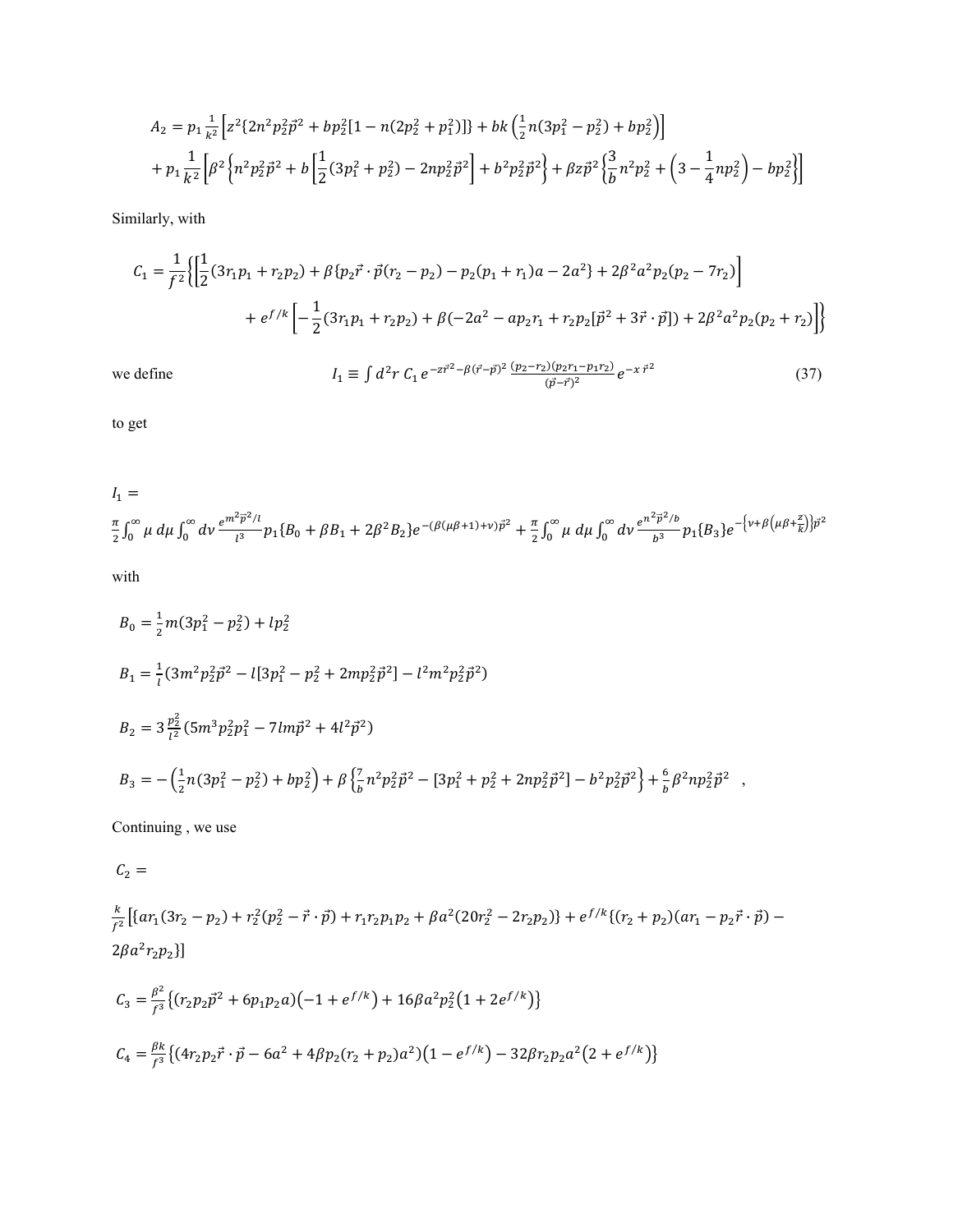$$A_2 = p_1 \frac{1}{k^2}\left[z^2\{2n^2p_2^2\vec{p}^2 + bp_2^2[1 - n(2p_2^2 + p_1^2)]\} + bk\left(\frac{1}{2}n(3p_1^2 - p_2^2) + bp_2^2\right)\right]$$

$$+ p_1\frac{1}{k^2}\left[\beta^2\left\{n^2p_2^2\vec{p}^2 + b\left[\frac{1}{2}(3p_1^2 + p_2^2) - 2np_2^2\vec{p}^2\right] + b^2p_2^2\vec{p}^2\right\} + \beta z\vec{p}^2\left\{\frac{3}{b}n^2p_2^2 + \left(3 - \frac{1}{4}np_2^2\right) - bp_2^2\right\}\right]$$

Similarly, with

$$C_1 = \frac{1}{f^2}\left\{\left[\frac{1}{2}(3r_1p_1 + r_2p_2) + \beta\{p_2\vec{r}\cdot\vec{p}(r_2 - p_2) - p_2(p_1 + r_1)a - 2a^2\} + 2\beta^2a^2p_2(p_2 - 7r_2)\right]\right.$$

$$\left. + e^{f/k}\left[-\frac{1}{2}(3r_1p_1 + r_2p_2) + \beta(-2a^2 - ap_2r_1 + r_2p_2[\vec{p}^2 + 3\vec{r}\cdot\vec{p}]) + 2\beta^2a^2p_2(p_2 + r_2)\right]\right\}$$

we define

$$I_1 \equiv \int d^2r\; C_1\, e^{-z\vec{r}^2 - \beta(\vec{r}-\vec{p})^2}\,\frac{(p_2 - r_2)(p_2r_1 - p_1r_2)}{(\vec{p}-\vec{r})^2}\,e^{-x\,\vec{r}^2} \tag{37}$$

to get

$$I_1 = \frac{\pi}{2}\int_0^\infty \mu\, d\mu \int_0^\infty d\nu\, \frac{e^{m^2\vec{p}^2/l}}{l^3}p_1\{B_0 + \beta B_1 + 2\beta^2B_2\}e^{-(\beta(\mu\beta+1)+\nu)\vec{p}^2} + \frac{\pi}{2}\int_0^\infty \mu\, d\mu\int_0^\infty d\nu\,\frac{e^{n^2\vec{p}^2/b}}{b^3}p_1\{B_3\}e^{-\left\{\nu+\beta\left(\mu\beta+\frac{z}{k}\right)\right\}\vec{p}^2}$$

with

$$B_0 = \frac{1}{2}m(3p_1^2 - p_2^2) + lp_2^2$$

$$B_1 = \frac{1}{l}(3m^2p_2^2\vec{p}^2 - l[3p_1^2 - p_2^2 + 2mp_2^2\vec{p}^2] - l^2m^2p_2^2\vec{p}^2)$$

$$B_2 = 3\frac{p_2^2}{l^2}(5m^3p_2^2p_1^2 - 7lm\vec{p}^2 + 4l^2\vec{p}^2)$$

$$B_3 = -\left(\frac{1}{2}n(3p_1^2 - p_2^2) + bp_2^2\right) + \beta\left\{\frac{7}{b}n^2p_2^2\vec{p}^2 - [3p_1^2 + p_2^2 + 2np_2^2\vec{p}^2] - b^2p_2^2\vec{p}^2\right\} + \frac{6}{b}\beta^2np_2^2\vec{p}^2 \quad ,$$

Continuing , we use

$$C_2 = \frac{k}{f^2}\left[\{ar_1(3r_2 - p_2) + r_2^2(p_2^2 - \vec{r}\cdot\vec{p}) + r_1r_2p_1p_2 + \beta a^2(20r_2^2 - 2r_2p_2)\} + e^{f/k}\{(r_2 + p_2)(ar_1 - p_2\vec{r}\cdot\vec{p}) - 2\beta a^2r_2p_2\}\right]$$

$$C_3 = \frac{\beta^2}{f^3}\left\{(r_2p_2\vec{p}^2 + 6p_1p_2a)\left(-1 + e^{f/k}\right) + 16\beta a^2p_2^2\left(1 + 2e^{f/k}\right)\right\}$$

$$C_4 = \frac{\beta k}{f^3}\left\{(4r_2p_2\vec{r}\cdot\vec{p} - 6a^2 + 4\beta p_2(r_2 + p_2)a^2)\left(1 - e^{f/k}\right) - 32\beta r_2p_2a^2\left(2 + e^{f/k}\right)\right\}$$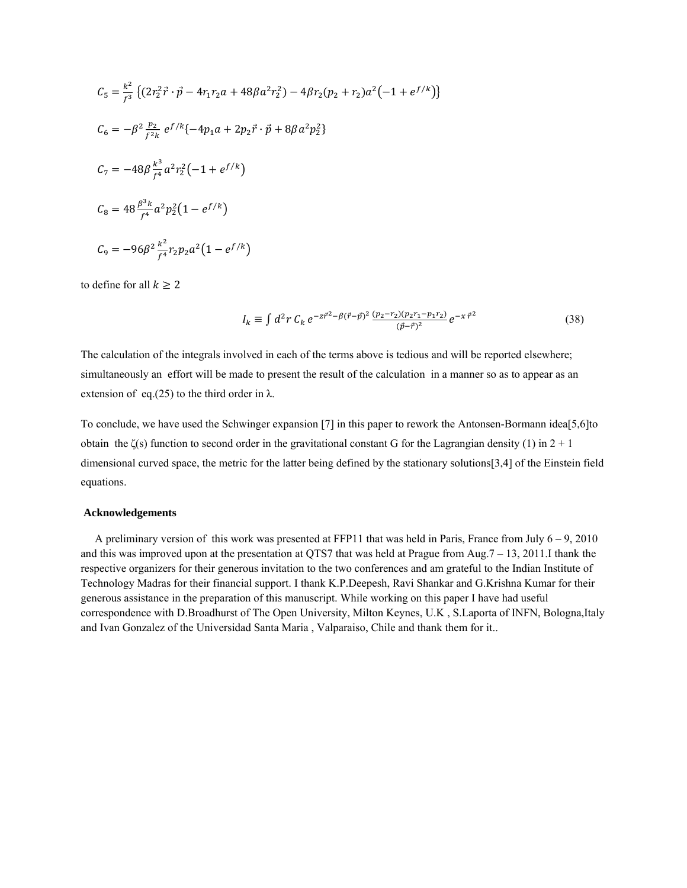$C_5 = \frac{k^2}{f^3}\left\{(2r_2^2\vec{r}\cdot\vec{p} - 4r_1r_2a + 48\beta a^2r_2^2) - 4\beta r_2(p_2 + r_2)a^2\left(-1 + e^{f/k}\right)\right\}$

$C_6 = -\beta^2\frac{p_2}{f^2k}\,e^{f/k}\{-4p_1a + 2p_2\vec{r}\cdot\vec{p} + 8\beta a^2p_2^2\}$

$C_7 = -48\beta\frac{k^3}{f^4}a^2r_2^2\left(-1 + e^{f/k}\right)$

$C_8 = 48\frac{\beta^3k}{f^4}a^2p_2^2\left(1 - e^{f/k}\right)$

$C_9 = -96\beta^2\frac{k^2}{f^4}r_2p_2a^2\left(1 - e^{f/k}\right)$

to define for all $k \geq 2$

$$I_k \equiv \int d^2r\,C_k\,e^{-z\vec{r}^2 - \beta(\vec{r}-\vec{p})^2}\,\frac{(p_2 - r_2)(p_2r_1 - p_1r_2)}{(\vec{p}-\vec{r})^2}\,e^{-x\,\vec{r}^2} \tag{38}$$

The calculation of the integrals involved in each of the terms above is tedious and will be reported elsewhere; simultaneously an effort will be made to present the result of the calculation in a manner so as to appear as an extension of eq.(25) to the third order in λ.

To conclude, we have used the Schwinger expansion [7] in this paper to rework the Antonsen-Bormann idea[5,6]to obtain the ζ(s) function to second order in the gravitational constant G for the Lagrangian density (1) in 2 + 1 dimensional curved space, the metric for the latter being defined by the stationary solutions[3,4] of the Einstein field equations.

## Acknowledgements

A preliminary version of this work was presented at FFP11 that was held in Paris, France from July 6 – 9, 2010 and this was improved upon at the presentation at QTS7 that was held at Prague from Aug.7 – 13, 2011.I thank the respective organizers for their generous invitation to the two conferences and am grateful to the Indian Institute of Technology Madras for their financial support. I thank K.P.Deepesh, Ravi Shankar and G.Krishna Kumar for their generous assistance in the preparation of this manuscript. While working on this paper I have had useful correspondence with D.Broadhurst of The Open University, Milton Keynes, U.K , S.Laporta of INFN, Bologna,Italy and Ivan Gonzalez of the Universidad Santa Maria , Valparaiso, Chile and thank them for it..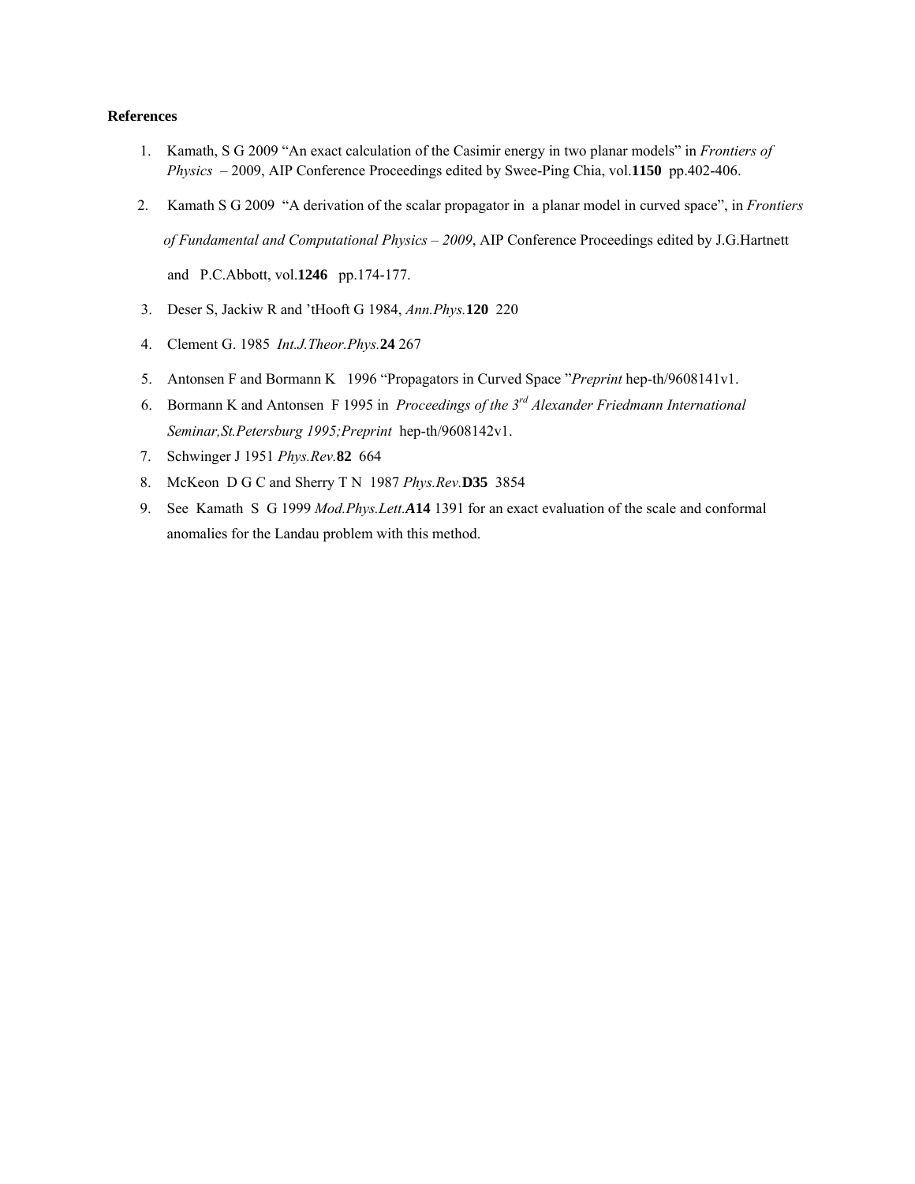**References**

1. Kamath, S G 2009 "An exact calculation of the Casimir energy in two planar models" in *Frontiers of Physics* – 2009, AIP Conference Proceedings edited by Swee-Ping Chia, vol.**1150** pp.402-406.
2. Kamath S G 2009 "A derivation of the scalar propagator in a planar model in curved space", in *Frontiers of Fundamental and Computational Physics – 2009*, AIP Conference Proceedings edited by J.G.Hartnett and P.C.Abbott, vol.**1246** pp.174-177.
3. Deser S, Jackiw R and 'tHooft G 1984, *Ann.Phys.***120** 220
4. Clement G. 1985 *Int.J.Theor.Phys.***24** 267
5. Antonsen F and Bormann K 1996 "Propagators in Curved Space "*Preprint* hep-th/9608141v1.
6. Bormann K and Antonsen F 1995 in *Proceedings of the 3rd Alexander Friedmann International Seminar,St.Petersburg 1995;Preprint* hep-th/9608142v1.
7. Schwinger J 1951 *Phys.Rev.***82** 664
8. McKeon D G C and Sherry T N 1987 *Phys.Rev.***D35** 3854
9. See Kamath S G 1999 *Mod.Phys.Lett.***A14** 1391 for an exact evaluation of the scale and conformal anomalies for the Landau problem with this method.